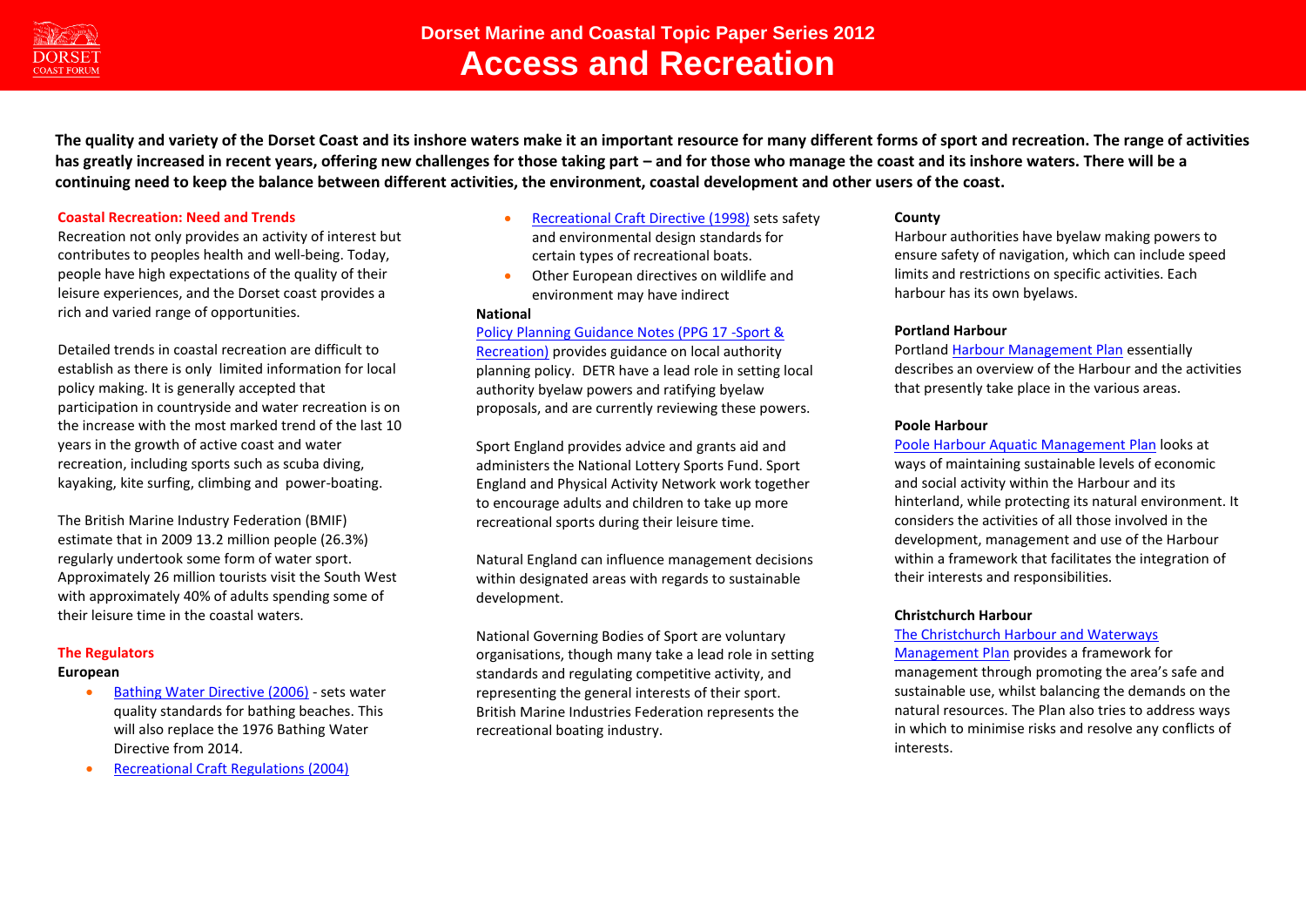# Dorset Marine and Coastal Topic Paper Series 2012

# Access and Recreation

**The quality and variety of the Dorset Coast and its inshore waters make it an important resource for many different forms of sport and recreation. The range of activities has greatly increased in recent years, offering new challenges for those taking part – and for those who manage the coast and its inshore waters. There will be a continuing need to keep the balance between different activities, the environment, coastal development and other users of the coast.**

## Coastal Recreation: Need and Trends

Recreation not only provides an activity of interest but contributes to peoples health and well-being. Today, people have high expectations of the quality of their leisure experiences, and the Dorset coast provides a rich and varied range of opportunities.

Detailed trends in coastal recreation are difficult to establish as there is only limited information for local policy making. It is generally accepted that participation in countryside and water recreation is on the increase with the most marked trend of the last 10 years in the growth of active coast and water recreation, including sports such as scuba diving, kayaking, kite surfing, climbing and power-boating.

The British Marine Industry Federation (BMIF) estimate that in 2009 13.2 million people (26.3%) regularly undertook some form of water sport. Approximately 26 million tourists visit the South West with approximately 40% of adults spending some of their leisure time in the coastal waters.

## The Regulators

### European

- Bathing Water Directive (2006) - sets water quality standards for bathing beaches. This will also replace the 1976 Bathing Water Directive from 2014.
- Recreational Craft Regulations (2004)
- Recreational Craft Directive (1998) sets safety and environmental design standards for certain types of recreational boats.
- Other European directives on wildlife and environment may have indirect

### National

Policy Planning Guidance Notes (PPG 17 -Sport & Recreation) provides guidance on local authority planning policy. DETR have a lead role in setting local authority byelaw powers and ratifying byelaw proposals, and are currently reviewing these powers.

Sport England provides advice and grants aid and administers the National Lottery Sports Fund. Sport England and Physical Activity Network work together to encourage adults and children to take up more recreational sports during their leisure time.

Natural England can influence management decisions within designated areas with regards to sustainable development.

National Governing Bodies of Sport are voluntary organisations, though many take a lead role in setting standards and regulating competitive activity, and representing the general interests of their sport. British Marine Industries Federation represents the recreational boating industry.

### County

Harbour authorities have byelaw making powers to ensure safety of navigation, which can include speed limits and restrictions on specific activities. Each harbour has its own byelaws.

### Portland Harbour

Portland Harbour Management Plan essentially describes an overview of the Harbour and the activities that presently take place in the various areas.

### Poole Harbour

Poole Harbour Aquatic Management Plan looks at ways of maintaining sustainable levels of economic and social activity within the Harbour and its hinterland, while protecting its natural environment. It considers the activities of all those involved in the development, management and use of the Harbour within a framework that facilitates the integration of their interests and responsibilities.

### Christchurch Harbour

The Christchurch Harbour and Waterways Management Plan provides a framework for management through promoting the area's safe and sustainable use, whilst balancing the demands on the natural resources. The Plan also tries to address ways in which to minimise risks and resolve any conflicts of interests.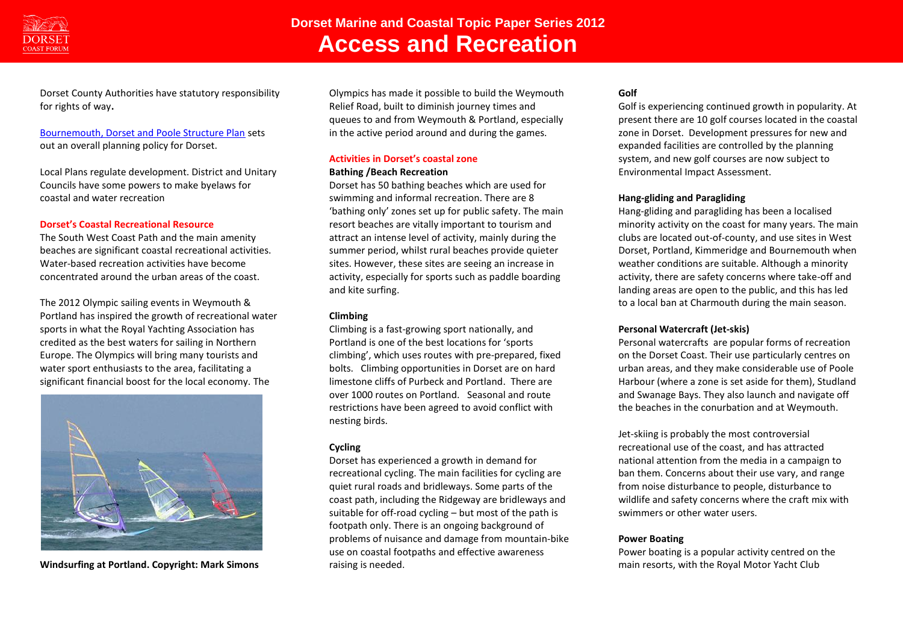Dorset County Authorities have statutory responsibility for rights of way**.**

Bournemouth, Dorset and Poole Structure Plan sets out an overall planning policy for Dorset.

Local Plans regulate development. District and Unitary Councils have some powers to make byelaws for coastal and water recreation

## Dorset's Coastal Recreational Resource

The South West Coast Path and the main amenity beaches are significant coastal recreational activities. Water-based recreation activities have become concentrated around the urban areas of the coast.

The 2012 Olympic sailing events in Weymouth & Portland has inspired the growth of recreational water sports in what the Royal Yachting Association has credited as the best waters for sailing in Northern Europe. The Olympics will bring many tourists and water sport enthusiasts to the area, facilitating a significant financial boost for the local economy. The Olympics has made it possible to build the Weymouth Relief Road, built to diminish journey times and queues to and from Weymouth & Portland, especially in the active period around and during the games.

**Windsurfing at Portland. Copyright: Mark Simons**

## Activities in Dorset's coastal zone

### Bathing /Beach Recreation

Dorset has 50 bathing beaches which are used for swimming and informal recreation. There are 8 'bathing only' zones set up for public safety. The main resort beaches are vitally important to tourism and attract an intense level of activity, mainly during the summer period, whilst rural beaches provide quieter sites. However, these sites are seeing an increase in activity, especially for sports such as paddle boarding and kite surfing.

### Climbing

Climbing is a fast-growing sport nationally, and Portland is one of the best locations for 'sports climbing', which uses routes with pre-prepared, fixed bolts. Climbing opportunities in Dorset are on hard limestone cliffs of Purbeck and Portland. There are over 1000 routes on Portland. Seasonal and route restrictions have been agreed to avoid conflict with nesting birds.

### Cycling

Dorset has experienced a growth in demand for recreational cycling. The main facilities for cycling are quiet rural roads and bridleways. Some parts of the coast path, including the Ridgeway are bridleways and suitable for off-road cycling – but most of the path is footpath only. There is an ongoing background of problems of nuisance and damage from mountain-bike use on coastal footpaths and effective awareness raising is needed.

### Golf

Golf is experiencing continued growth in popularity. At present there are 10 golf courses located in the coastal zone in Dorset. Development pressures for new and expanded facilities are controlled by the planning system, and new golf courses are now subject to Environmental Impact Assessment.

### Hang-gliding and Paragliding

Hang-gliding and paragliding has been a localised minority activity on the coast for many years. The main clubs are located out-of-county, and use sites in West Dorset, Portland, Kimmeridge and Bournemouth when weather conditions are suitable. Although a minority activity, there are safety concerns where take-off and landing areas are open to the public, and this has led to a local ban at Charmouth during the main season.

### Personal Watercraft (Jet-skis)

Personal watercrafts are popular forms of recreation on the Dorset Coast. Their use particularly centres on urban areas, and they make considerable use of Poole Harbour (where a zone is set aside for them), Studland and Swanage Bays. They also launch and navigate off the beaches in the conurbation and at Weymouth.

Jet-skiing is probably the most controversial recreational use of the coast, and has attracted national attention from the media in a campaign to ban them. Concerns about their use vary, and range from noise disturbance to people, disturbance to wildlife and safety concerns where the craft mix with swimmers or other water users.

### Power Boating

Power boating is a popular activity centred on the main resorts, with the Royal Motor Yacht Club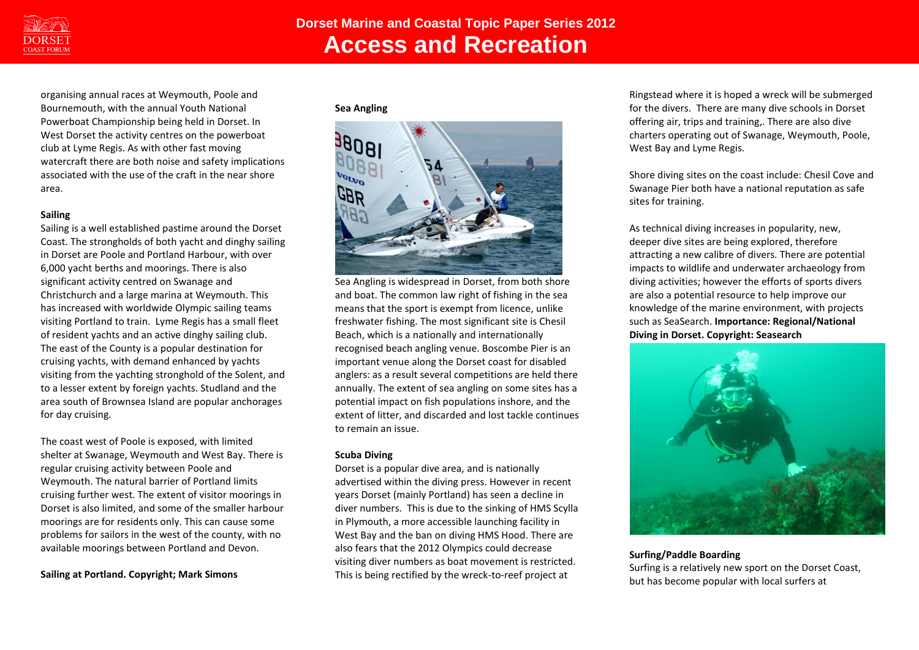organising annual races at Weymouth, Poole and Bournemouth, with the annual Youth National Powerboat Championship being held in Dorset. In West Dorset the activity centres on the powerboat club at Lyme Regis. As with other fast moving watercraft there are both noise and safety implications associated with the use of the craft in the near shore area.

**Sailing**

Sailing is a well established pastime around the Dorset Coast. The strongholds of both yacht and dinghy sailing in Dorset are Poole and Portland Harbour, with over 6,000 yacht berths and moorings. There is also significant activity centred on Swanage and Christchurch and a large marina at Weymouth. This has increased with worldwide Olympic sailing teams visiting Portland to train. Lyme Regis has a small fleet of resident yachts and an active dinghy sailing club. The east of the County is a popular destination for cruising yachts, with demand enhanced by yachts visiting from the yachting stronghold of the Solent, and to a lesser extent by foreign yachts. Studland and the area south of Brownsea Island are popular anchorages for day cruising.

The coast west of Poole is exposed, with limited shelter at Swanage, Weymouth and West Bay. There is regular cruising activity between Poole and Weymouth. The natural barrier of Portland limits cruising further west. The extent of visitor moorings in Dorset is also limited, and some of the smaller harbour moorings are for residents only. This can cause some problems for sailors in the west of the county, with no available moorings between Portland and Devon.

**Sailing at Portland. Copyright; Mark Simons**

**Sea Angling**

Sea Angling is widespread in Dorset, from both shore and boat. The common law right of fishing in the sea means that the sport is exempt from licence, unlike freshwater fishing. The most significant site is Chesil Beach, which is a nationally and internationally recognised beach angling venue. Boscombe Pier is an important venue along the Dorset coast for disabled anglers: as a result several competitions are held there annually. The extent of sea angling on some sites has a potential impact on fish populations inshore, and the extent of litter, and discarded and lost tackle continues to remain an issue.

**Scuba Diving**

Dorset is a popular dive area, and is nationally advertised within the diving press. However in recent years Dorset (mainly Portland) has seen a decline in diver numbers. This is due to the sinking of HMS Scylla in Plymouth, a more accessible launching facility in West Bay and the ban on diving HMS Hood. There are also fears that the 2012 Olympics could decrease visiting diver numbers as boat movement is restricted. This is being rectified by the wreck-to-reef project at Ringstead where it is hoped a wreck will be submerged for the divers. There are many dive schools in Dorset offering air, trips and training,. There are also dive charters operating out of Swanage, Weymouth, Poole, West Bay and Lyme Regis.

Shore diving sites on the coast include: Chesil Cove and Swanage Pier both have a national reputation as safe sites for training.

As technical diving increases in popularity, new, deeper dive sites are being explored, therefore attracting a new calibre of divers. There are potential impacts to wildlife and underwater archaeology from diving activities; however the efforts of sports divers are also a potential resource to help improve our knowledge of the marine environment, with projects such as SeaSearch. **Importance: Regional/National**

**Diving in Dorset. Copyright: Seasearch**

**Surfing/Paddle Boarding**

Surfing is a relatively new sport on the Dorset Coast, but has become popular with local surfers at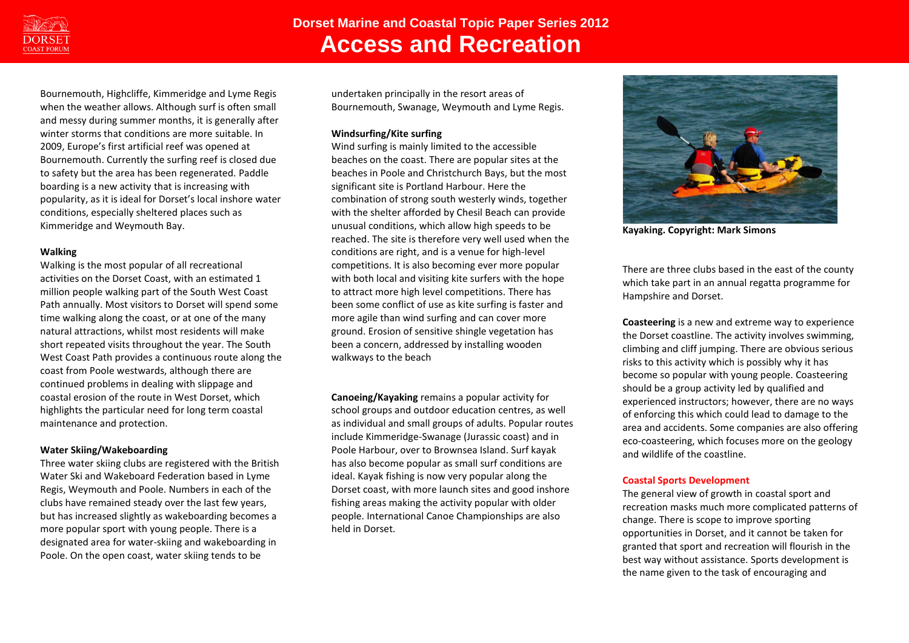Bournemouth, Highcliffe, Kimmeridge and Lyme Regis when the weather allows. Although surf is often small and messy during summer months, it is generally after winter storms that conditions are more suitable. In 2009, Europe's first artificial reef was opened at Bournemouth. Currently the surfing reef is closed due to safety but the area has been regenerated. Paddle boarding is a new activity that is increasing with popularity, as it is ideal for Dorset's local inshore water conditions, especially sheltered places such as Kimmeridge and Weymouth Bay.

**Walking**

Walking is the most popular of all recreational activities on the Dorset Coast, with an estimated 1 million people walking part of the South West Coast Path annually. Most visitors to Dorset will spend some time walking along the coast, or at one of the many natural attractions, whilst most residents will make short repeated visits throughout the year. The South West Coast Path provides a continuous route along the coast from Poole westwards, although there are continued problems in dealing with slippage and coastal erosion of the route in West Dorset, which highlights the particular need for long term coastal maintenance and protection.

**Water Skiing/Wakeboarding**

Three water skiing clubs are registered with the British Water Ski and Wakeboard Federation based in Lyme Regis, Weymouth and Poole. Numbers in each of the clubs have remained steady over the last few years, but has increased slightly as wakeboarding becomes a more popular sport with young people. There is a designated area for water-skiing and wakeboarding in Poole. On the open coast, water skiing tends to be undertaken principally in the resort areas of Bournemouth, Swanage, Weymouth and Lyme Regis.

**Windsurfing/Kite surfing**

Wind surfing is mainly limited to the accessible beaches on the coast. There are popular sites at the beaches in Poole and Christchurch Bays, but the most significant site is Portland Harbour. Here the combination of strong south westerly winds, together with the shelter afforded by Chesil Beach can provide unusual conditions, which allow high speeds to be reached. The site is therefore very well used when the conditions are right, and is a venue for high-level competitions. It is also becoming ever more popular with both local and visiting kite surfers with the hope to attract more high level competitions. There has been some conflict of use as kite surfing is faster and more agile than wind surfing and can cover more ground. Erosion of sensitive shingle vegetation has been a concern, addressed by installing wooden walkways to the beach

**Canoeing/Kayaking** remains a popular activity for school groups and outdoor education centres, as well as individual and small groups of adults. Popular routes include Kimmeridge-Swanage (Jurassic coast) and in Poole Harbour, over to Brownsea Island. Surf kayak has also become popular as small surf conditions are ideal. Kayak fishing is now very popular along the Dorset coast, with more launch sites and good inshore fishing areas making the activity popular with older people. International Canoe Championships are also held in Dorset.

**Kayaking. Copyright: Mark Simons**

There are three clubs based in the east of the county which take part in an annual regatta programme for Hampshire and Dorset.

**Coasteering** is a new and extreme way to experience the Dorset coastline. The activity involves swimming, climbing and cliff jumping. There are obvious serious risks to this activity which is possibly why it has become so popular with young people. Coasteering should be a group activity led by qualified and experienced instructors; however, there are no ways of enforcing this which could lead to damage to the area and accidents. Some companies are also offering eco-coasteering, which focuses more on the geology and wildlife of the coastline.

**Coastal Sports Development**

The general view of growth in coastal sport and recreation masks much more complicated patterns of change. There is scope to improve sporting opportunities in Dorset, and it cannot be taken for granted that sport and recreation will flourish in the best way without assistance. Sports development is the name given to the task of encouraging and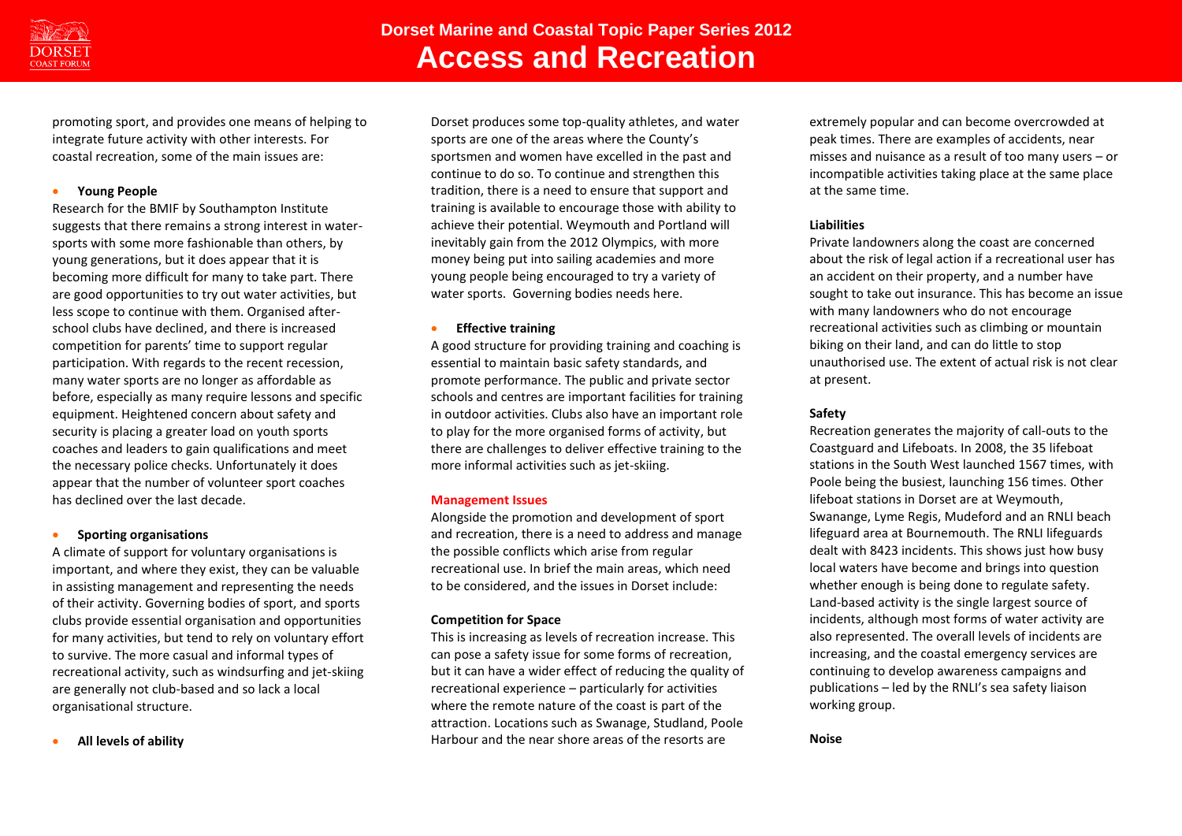promoting sport, and provides one means of helping to integrate future activity with other interests. For coastal recreation, some of the main issues are:

- **Young People**

Research for the BMIF by Southampton Institute suggests that there remains a strong interest in water-sports with some more fashionable than others, by young generations, but it does appear that it is becoming more difficult for many to take part. There are good opportunities to try out water activities, but less scope to continue with them. Organised after-school clubs have declined, and there is increased competition for parents' time to support regular participation. With regards to the recent recession, many water sports are no longer as affordable as before, especially as many require lessons and specific equipment. Heightened concern about safety and security is placing a greater load on youth sports coaches and leaders to gain qualifications and meet the necessary police checks. Unfortunately it does appear that the number of volunteer sport coaches has declined over the last decade.

- **Sporting organisations**

A climate of support for voluntary organisations is important, and where they exist, they can be valuable in assisting management and representing the needs of their activity. Governing bodies of sport, and sports clubs provide essential organisation and opportunities for many activities, but tend to rely on voluntary effort to survive. The more casual and informal types of recreational activity, such as windsurfing and jet-skiing are generally not club-based and so lack a local organisational structure.

- **All levels of ability**

Dorset produces some top-quality athletes, and water sports are one of the areas where the County's sportsmen and women have excelled in the past and continue to do so. To continue and strengthen this tradition, there is a need to ensure that support and training is available to encourage those with ability to achieve their potential. Weymouth and Portland will inevitably gain from the 2012 Olympics, with more money being put into sailing academies and more young people being encouraged to try a variety of water sports. Governing bodies needs here.

- **Effective training**

A good structure for providing training and coaching is essential to maintain basic safety standards, and promote performance. The public and private sector schools and centres are important facilities for training in outdoor activities. Clubs also have an important role to play for the more organised forms of activity, but there are challenges to deliver effective training to the more informal activities such as jet-skiing.

## Management Issues

Alongside the promotion and development of sport and recreation, there is a need to address and manage the possible conflicts which arise from regular recreational use. In brief the main areas, which need to be considered, and the issues in Dorset include:

### Competition for Space

This is increasing as levels of recreation increase. This can pose a safety issue for some forms of recreation, but it can have a wider effect of reducing the quality of recreational experience – particularly for activities where the remote nature of the coast is part of the attraction. Locations such as Swanage, Studland, Poole Harbour and the near shore areas of the resorts are extremely popular and can become overcrowded at peak times. There are examples of accidents, near misses and nuisance as a result of too many users – or incompatible activities taking place at the same place at the same time.

### Liabilities

Private landowners along the coast are concerned about the risk of legal action if a recreational user has an accident on their property, and a number have sought to take out insurance. This has become an issue with many landowners who do not encourage recreational activities such as climbing or mountain biking on their land, and can do little to stop unauthorised use. The extent of actual risk is not clear at present.

### Safety

Recreation generates the majority of call-outs to the Coastguard and Lifeboats. In 2008, the 35 lifeboat stations in the South West launched 1567 times, with Poole being the busiest, launching 156 times. Other lifeboat stations in Dorset are at Weymouth, Swanange, Lyme Regis, Mudeford and an RNLI beach lifeguard area at Bournemouth. The RNLI lifeguards dealt with 8423 incidents. This shows just how busy local waters have become and brings into question whether enough is being done to regulate safety. Land-based activity is the single largest source of incidents, although most forms of water activity are also represented. The overall levels of incidents are increasing, and the coastal emergency services are continuing to develop awareness campaigns and publications – led by the RNLI's sea safety liaison working group.

### Noise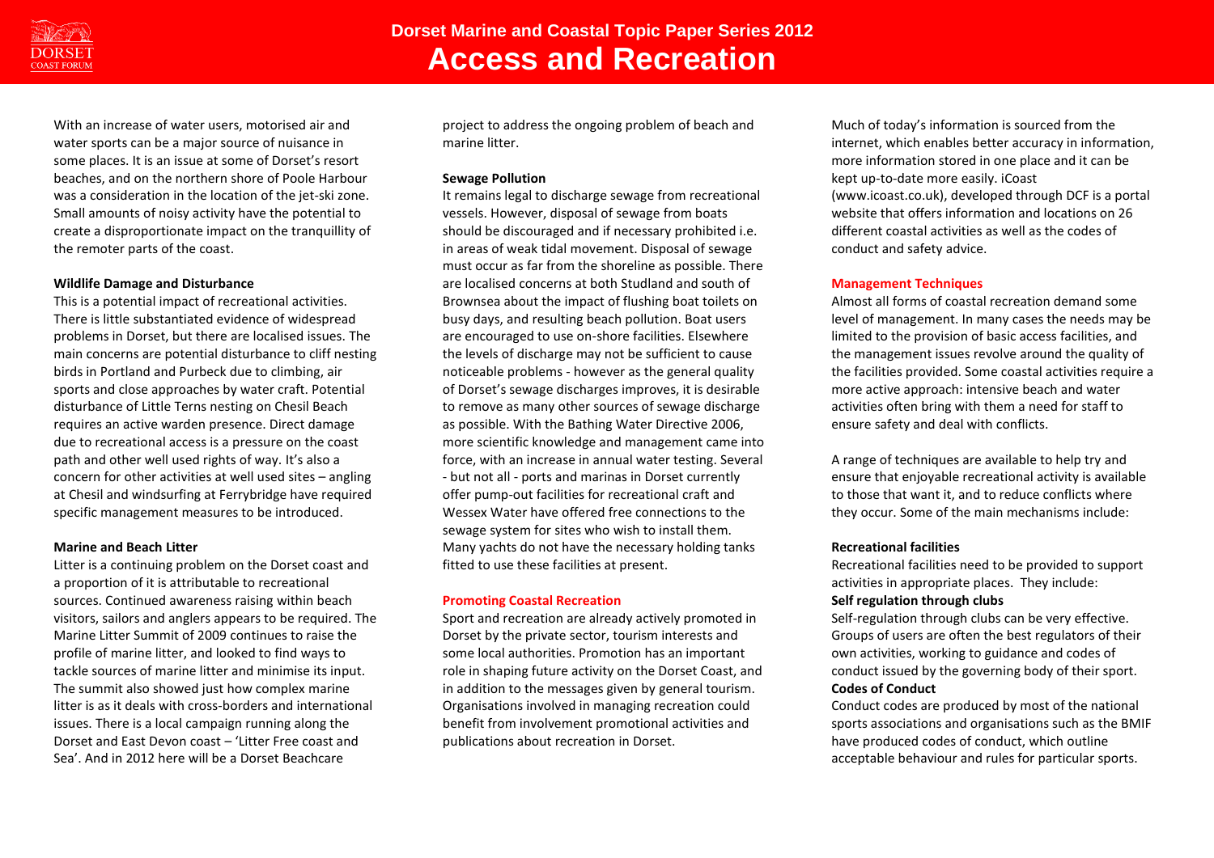With an increase of water users, motorised air and water sports can be a major source of nuisance in some places. It is an issue at some of Dorset's resort beaches, and on the northern shore of Poole Harbour was a consideration in the location of the jet-ski zone. Small amounts of noisy activity have the potential to create a disproportionate impact on the tranquillity of the remoter parts of the coast.

**Wildlife Damage and Disturbance**

This is a potential impact of recreational activities. There is little substantiated evidence of widespread problems in Dorset, but there are localised issues. The main concerns are potential disturbance to cliff nesting birds in Portland and Purbeck due to climbing, air sports and close approaches by water craft. Potential disturbance of Little Terns nesting on Chesil Beach requires an active warden presence. Direct damage due to recreational access is a pressure on the coast path and other well used rights of way. It's also a concern for other activities at well used sites – angling at Chesil and windsurfing at Ferrybridge have required specific management measures to be introduced.

**Marine and Beach Litter**

Litter is a continuing problem on the Dorset coast and a proportion of it is attributable to recreational sources. Continued awareness raising within beach visitors, sailors and anglers appears to be required. The Marine Litter Summit of 2009 continues to raise the profile of marine litter, and looked to find ways to tackle sources of marine litter and minimise its input. The summit also showed just how complex marine litter is as it deals with cross-borders and international issues. There is a local campaign running along the Dorset and East Devon coast – 'Litter Free coast and Sea'. And in 2012 here will be a Dorset Beachcare project to address the ongoing problem of beach and marine litter.

**Sewage Pollution**

It remains legal to discharge sewage from recreational vessels. However, disposal of sewage from boats should be discouraged and if necessary prohibited i.e. in areas of weak tidal movement. Disposal of sewage must occur as far from the shoreline as possible. There are localised concerns at both Studland and south of Brownsea about the impact of flushing boat toilets on busy days, and resulting beach pollution. Boat users are encouraged to use on-shore facilities. Elsewhere the levels of discharge may not be sufficient to cause noticeable problems - however as the general quality of Dorset's sewage discharges improves, it is desirable to remove as many other sources of sewage discharge as possible. With the Bathing Water Directive 2006, more scientific knowledge and management came into force, with an increase in annual water testing. Several - but not all - ports and marinas in Dorset currently offer pump-out facilities for recreational craft and Wessex Water have offered free connections to the sewage system for sites who wish to install them. Many yachts do not have the necessary holding tanks fitted to use these facilities at present.

## Promoting Coastal Recreation

Sport and recreation are already actively promoted in Dorset by the private sector, tourism interests and some local authorities. Promotion has an important role in shaping future activity on the Dorset Coast, and in addition to the messages given by general tourism. Organisations involved in managing recreation could benefit from involvement promotional activities and publications about recreation in Dorset.

Much of today's information is sourced from the internet, which enables better accuracy in information, more information stored in one place and it can be kept up-to-date more easily. iCoast (www.icoast.co.uk), developed through DCF is a portal website that offers information and locations on 26 different coastal activities as well as the codes of conduct and safety advice.

## Management Techniques

Almost all forms of coastal recreation demand some level of management. In many cases the needs may be limited to the provision of basic access facilities, and the management issues revolve around the quality of the facilities provided. Some coastal activities require a more active approach: intensive beach and water activities often bring with them a need for staff to ensure safety and deal with conflicts.

A range of techniques are available to help try and ensure that enjoyable recreational activity is available to those that want it, and to reduce conflicts where they occur. Some of the main mechanisms include:

**Recreational facilities**

Recreational facilities need to be provided to support activities in appropriate places. They include:

**Self regulation through clubs**

Self-regulation through clubs can be very effective. Groups of users are often the best regulators of their own activities, working to guidance and codes of conduct issued by the governing body of their sport.

**Codes of Conduct**

Conduct codes are produced by most of the national sports associations and organisations such as the BMIF have produced codes of conduct, which outline acceptable behaviour and rules for particular sports.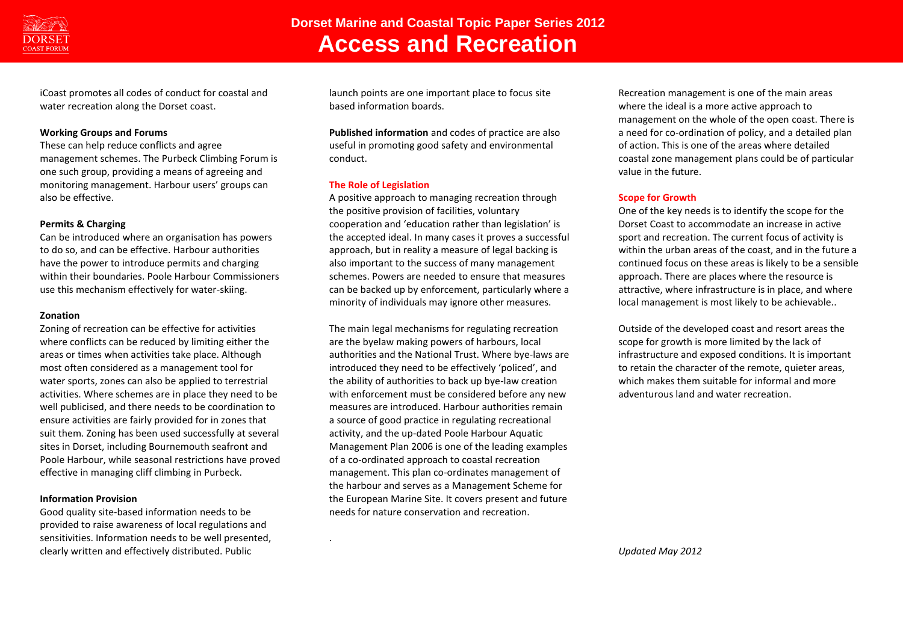iCoast promotes all codes of conduct for coastal and water recreation along the Dorset coast.

**Working Groups and Forums**

These can help reduce conflicts and agree management schemes. The Purbeck Climbing Forum is one such group, providing a means of agreeing and monitoring management. Harbour users' groups can also be effective.

**Permits & Charging**

Can be introduced where an organisation has powers to do so, and can be effective. Harbour authorities have the power to introduce permits and charging within their boundaries. Poole Harbour Commissioners use this mechanism effectively for water-skiing.

**Zonation**

Zoning of recreation can be effective for activities where conflicts can be reduced by limiting either the areas or times when activities take place. Although most often considered as a management tool for water sports, zones can also be applied to terrestrial activities. Where schemes are in place they need to be well publicised, and there needs to be coordination to ensure activities are fairly provided for in zones that suit them. Zoning has been used successfully at several sites in Dorset, including Bournemouth seafront and Poole Harbour, while seasonal restrictions have proved effective in managing cliff climbing in Purbeck.

**Information Provision**

Good quality site-based information needs to be provided to raise awareness of local regulations and sensitivities. Information needs to be well presented, clearly written and effectively distributed. Public launch points are one important place to focus site based information boards.

**Published information** and codes of practice are also useful in promoting good safety and environmental conduct.

## The Role of Legislation

A positive approach to managing recreation through the positive provision of facilities, voluntary cooperation and 'education rather than legislation' is the accepted ideal. In many cases it proves a successful approach, but in reality a measure of legal backing is also important to the success of many management schemes. Powers are needed to ensure that measures can be backed up by enforcement, particularly where a minority of individuals may ignore other measures.

The main legal mechanisms for regulating recreation are the byelaw making powers of harbours, local authorities and the National Trust. Where bye-laws are introduced they need to be effectively 'policed', and the ability of authorities to back up bye-law creation with enforcement must be considered before any new measures are introduced. Harbour authorities remain a source of good practice in regulating recreational activity, and the up-dated Poole Harbour Aquatic Management Plan 2006 is one of the leading examples of a co-ordinated approach to coastal recreation management. This plan co-ordinates management of the harbour and serves as a Management Scheme for the European Marine Site. It covers present and future needs for nature conservation and recreation.

Recreation management is one of the main areas where the ideal is a more active approach to management on the whole of the open coast. There is a need for co-ordination of policy, and a detailed plan of action. This is one of the areas where detailed coastal zone management plans could be of particular value in the future.

## Scope for Growth

One of the key needs is to identify the scope for the Dorset Coast to accommodate an increase in active sport and recreation. The current focus of activity is within the urban areas of the coast, and in the future a continued focus on these areas is likely to be a sensible approach. There are places where the resource is attractive, where infrastructure is in place, and where local management is most likely to be achievable..

Outside of the developed coast and resort areas the scope for growth is more limited by the lack of infrastructure and exposed conditions. It is important to retain the character of the remote, quieter areas, which makes them suitable for informal and more adventurous land and water recreation.

*Updated May 2012*